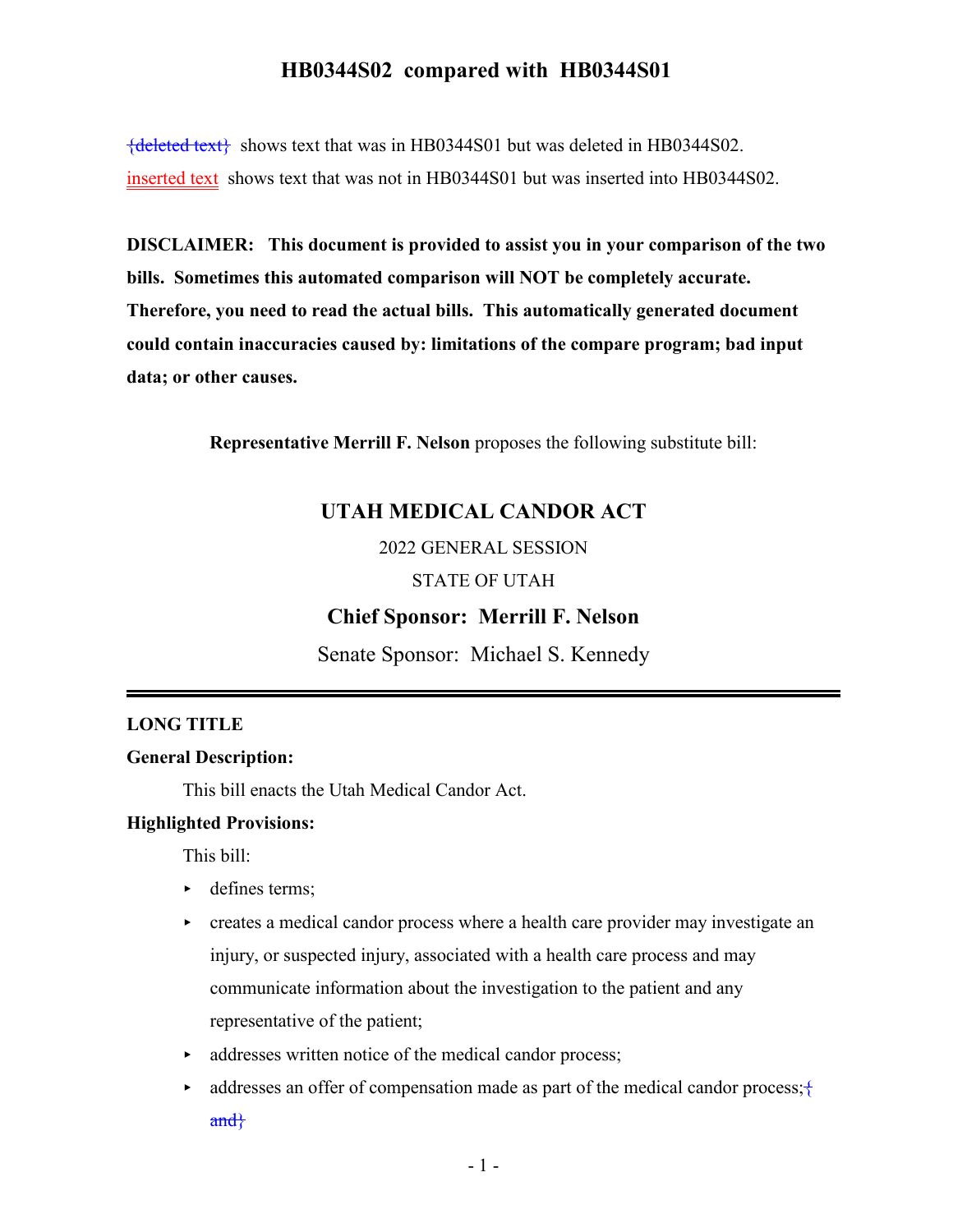# HB0344S02 compared with HB0344S01

~~{deleted text}~~ shows text that was in HB0344S01 but was deleted in HB0344S02.

inserted text shows text that was not in HB0344S01 but was inserted into HB0344S02.

**DISCLAIMER: This document is provided to assist you in your comparison of the two bills. Sometimes this automated comparison will NOT be completely accurate. Therefore, you need to read the actual bills. This automatically generated document could contain inaccuracies caused by: limitations of the compare program; bad input data; or other causes.**

**Representative Merrill F. Nelson** proposes the following substitute bill:

## UTAH MEDICAL CANDOR ACT

2022 GENERAL SESSION

STATE OF UTAH

**Chief Sponsor: Merrill F. Nelson**

Senate Sponsor: Michael S. Kennedy

---

**LONG TITLE**

**General Description:**

This bill enacts the Utah Medical Candor Act.

**Highlighted Provisions:**

This bill:

- defines terms;
- creates a medical candor process where a health care provider may investigate an injury, or suspected injury, associated with a health care process and may communicate information about the investigation to the patient and any representative of the patient;
- addresses written notice of the medical candor process;
- addresses an offer of compensation made as part of the medical candor process;~~{ and}~~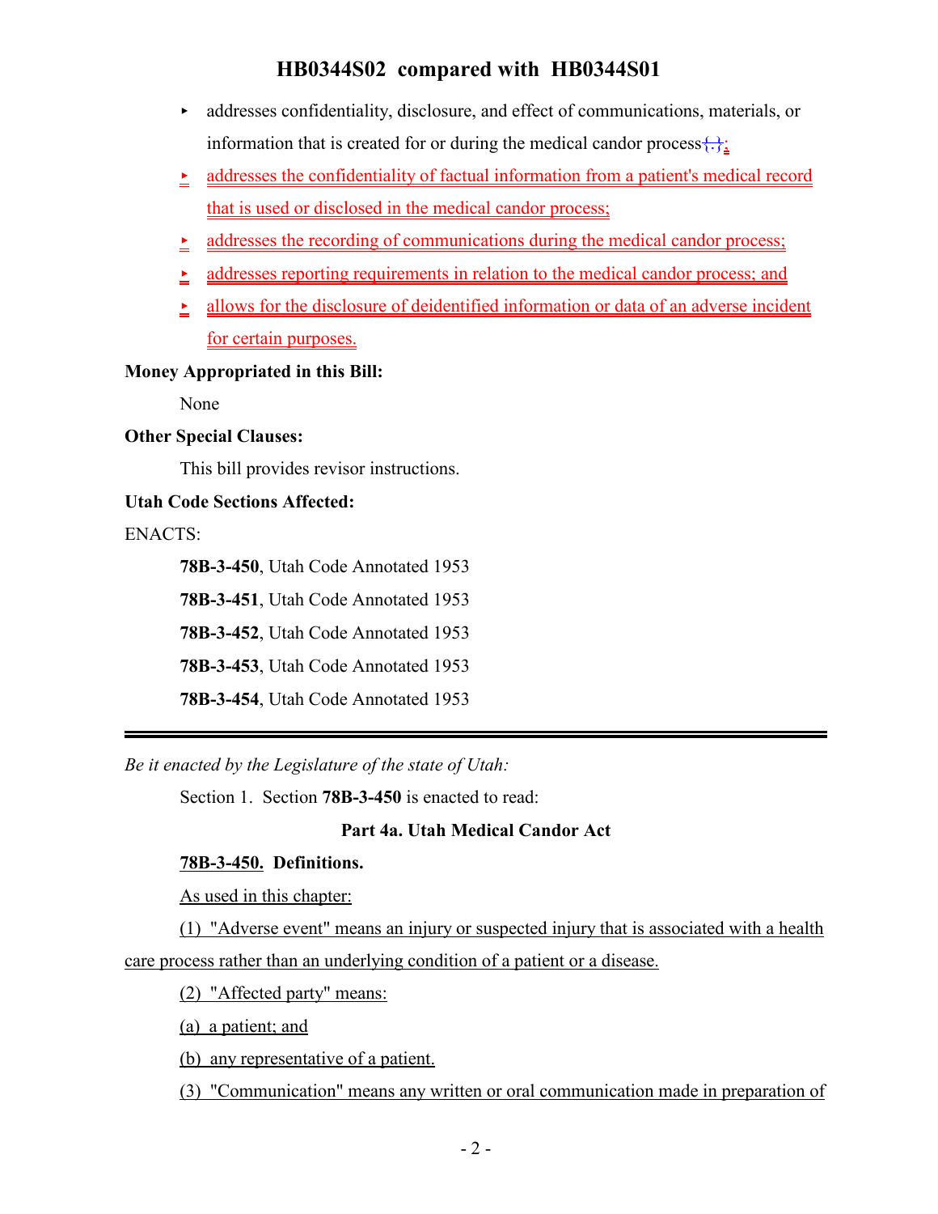- addresses confidentiality, disclosure, and effect of communications, materials, or information that is created for or during the medical candor process{.};
- addresses the confidentiality of factual information from a patient's medical record that is used or disclosed in the medical candor process;
- addresses the recording of communications during the medical candor process;
- addresses reporting requirements in relation to the medical candor process; and
- allows for the disclosure of deidentified information or data of an adverse incident for certain purposes.

**Money Appropriated in this Bill:**

None

**Other Special Clauses:**

This bill provides revisor instructions.

**Utah Code Sections Affected:**

ENACTS:

**78B-3-450**, Utah Code Annotated 1953

**78B-3-451**, Utah Code Annotated 1953

**78B-3-452**, Utah Code Annotated 1953

**78B-3-453**, Utah Code Annotated 1953

**78B-3-454**, Utah Code Annotated 1953

---

*Be it enacted by the Legislature of the state of Utah:*

Section 1. Section **78B-3-450** is enacted to read:

**Part 4a. Utah Medical Candor Act**

**78B-3-450. Definitions.**

As used in this chapter:

(1) "Adverse event" means an injury or suspected injury that is associated with a health care process rather than an underlying condition of a patient or a disease.

(2) "Affected party" means:

(a) a patient; and

(b) any representative of a patient.

(3) "Communication" means any written or oral communication made in preparation of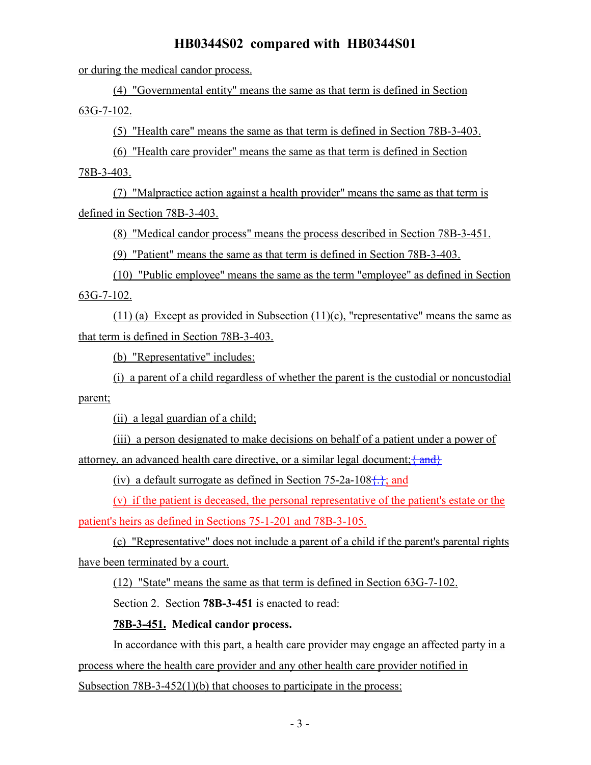or during the medical candor process.

(4) "Governmental entity" means the same as that term is defined in Section 63G-7-102.

(5) "Health care" means the same as that term is defined in Section 78B-3-403.

(6) "Health care provider" means the same as that term is defined in Section 78B-3-403.

(7) "Malpractice action against a health provider" means the same as that term is defined in Section 78B-3-403.

(8) "Medical candor process" means the process described in Section 78B-3-451.

(9) "Patient" means the same as that term is defined in Section 78B-3-403.

(10) "Public employee" means the same as the term "employee" as defined in Section 63G-7-102.

(11) (a) Except as provided in Subsection (11)(c), "representative" means the same as that term is defined in Section 78B-3-403.

(b) "Representative" includes:

(i) a parent of a child regardless of whether the parent is the custodial or noncustodial parent;

(ii) a legal guardian of a child;

(iii) a person designated to make decisions on behalf of a patient under a power of attorney, an advanced health care directive, or a similar legal document;{ and}

(iv) a default surrogate as defined in Section 75-2a-108{.}; and

(v) if the patient is deceased, the personal representative of the patient's estate or the patient's heirs as defined in Sections 75-1-201 and 78B-3-105.

(c) "Representative" does not include a parent of a child if the parent's parental rights have been terminated by a court.

(12) "State" means the same as that term is defined in Section 63G-7-102.

Section 2. Section **78B-3-451** is enacted to read:

**78B-3-451. Medical candor process.**

In accordance with this part, a health care provider may engage an affected party in a process where the health care provider and any other health care provider notified in Subsection 78B-3-452(1)(b) that chooses to participate in the process: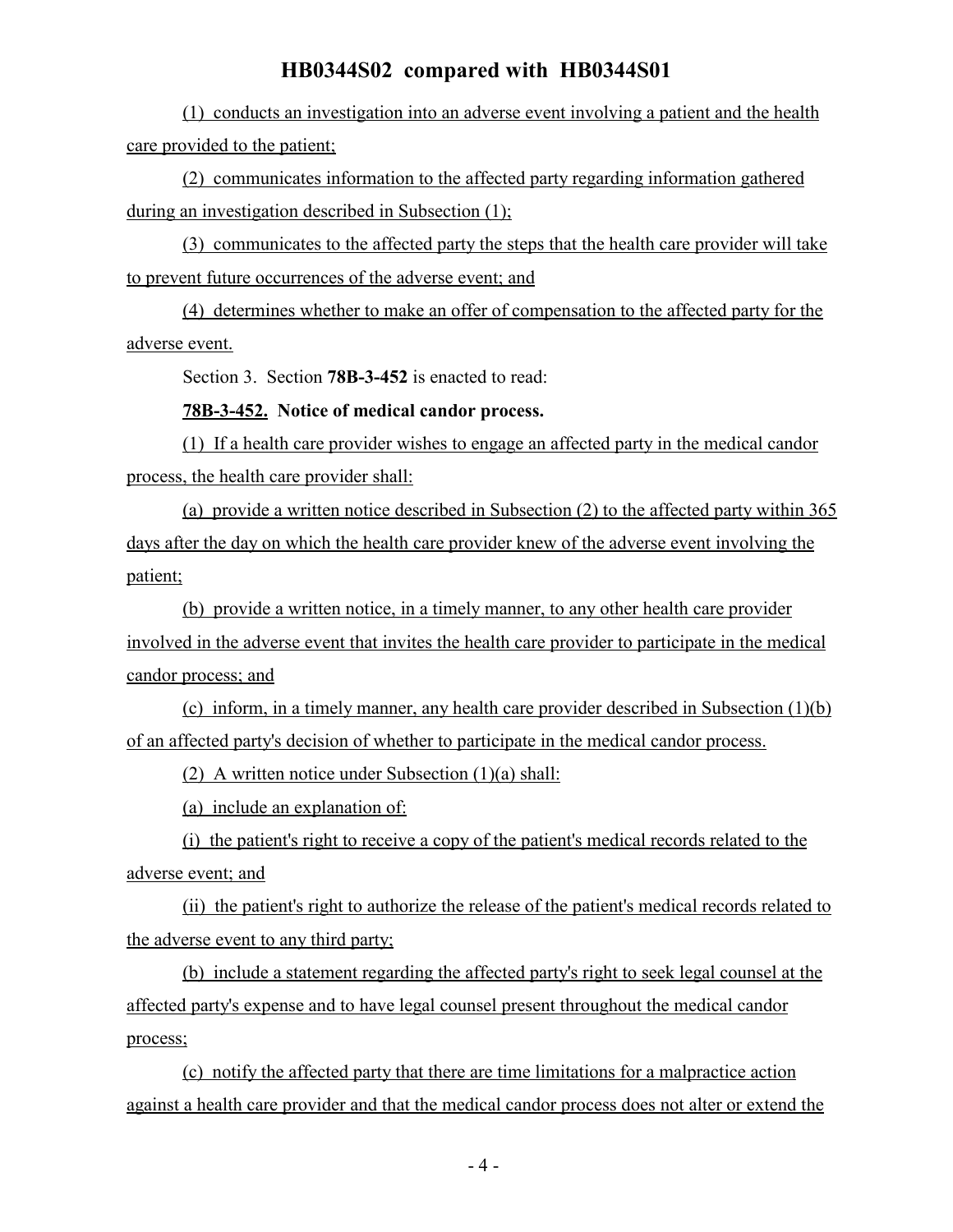(1) conducts an investigation into an adverse event involving a patient and the health care provided to the patient;

(2) communicates information to the affected party regarding information gathered during an investigation described in Subsection (1);

(3) communicates to the affected party the steps that the health care provider will take to prevent future occurrences of the adverse event; and

(4) determines whether to make an offer of compensation to the affected party for the adverse event.

Section 3. Section **78B-3-452** is enacted to read:

**78B-3-452. Notice of medical candor process.**

(1) If a health care provider wishes to engage an affected party in the medical candor process, the health care provider shall:

(a) provide a written notice described in Subsection (2) to the affected party within 365 days after the day on which the health care provider knew of the adverse event involving the patient;

(b) provide a written notice, in a timely manner, to any other health care provider involved in the adverse event that invites the health care provider to participate in the medical candor process; and

(c) inform, in a timely manner, any health care provider described in Subsection (1)(b) of an affected party's decision of whether to participate in the medical candor process.

(2) A written notice under Subsection (1)(a) shall:

(a) include an explanation of:

(i) the patient's right to receive a copy of the patient's medical records related to the adverse event; and

(ii) the patient's right to authorize the release of the patient's medical records related to the adverse event to any third party;

(b) include a statement regarding the affected party's right to seek legal counsel at the affected party's expense and to have legal counsel present throughout the medical candor process;

(c) notify the affected party that there are time limitations for a malpractice action against a health care provider and that the medical candor process does not alter or extend the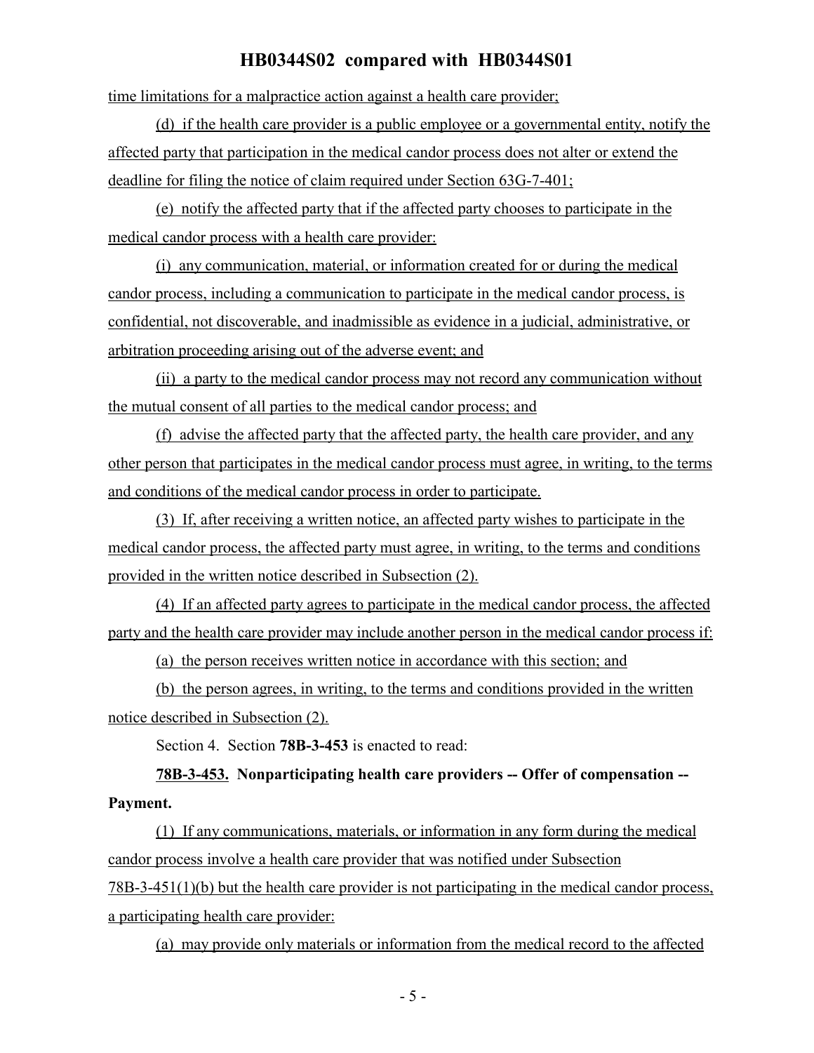time limitations for a malpractice action against a health care provider;

(d) if the health care provider is a public employee or a governmental entity, notify the affected party that participation in the medical candor process does not alter or extend the deadline for filing the notice of claim required under Section 63G-7-401;

(e) notify the affected party that if the affected party chooses to participate in the medical candor process with a health care provider:

(i) any communication, material, or information created for or during the medical candor process, including a communication to participate in the medical candor process, is confidential, not discoverable, and inadmissible as evidence in a judicial, administrative, or arbitration proceeding arising out of the adverse event; and

(ii) a party to the medical candor process may not record any communication without the mutual consent of all parties to the medical candor process; and

(f) advise the affected party that the affected party, the health care provider, and any other person that participates in the medical candor process must agree, in writing, to the terms and conditions of the medical candor process in order to participate.

(3) If, after receiving a written notice, an affected party wishes to participate in the medical candor process, the affected party must agree, in writing, to the terms and conditions provided in the written notice described in Subsection (2).

(4) If an affected party agrees to participate in the medical candor process, the affected party and the health care provider may include another person in the medical candor process if:

(a) the person receives written notice in accordance with this section; and

(b) the person agrees, in writing, to the terms and conditions provided in the written notice described in Subsection (2).

Section 4. Section **78B-3-453** is enacted to read:

**78B-3-453. Nonparticipating health care providers -- Offer of compensation -- Payment.**

(1) If any communications, materials, or information in any form during the medical candor process involve a health care provider that was notified under Subsection 78B-3-451(1)(b) but the health care provider is not participating in the medical candor process, a participating health care provider:

(a) may provide only materials or information from the medical record to the affected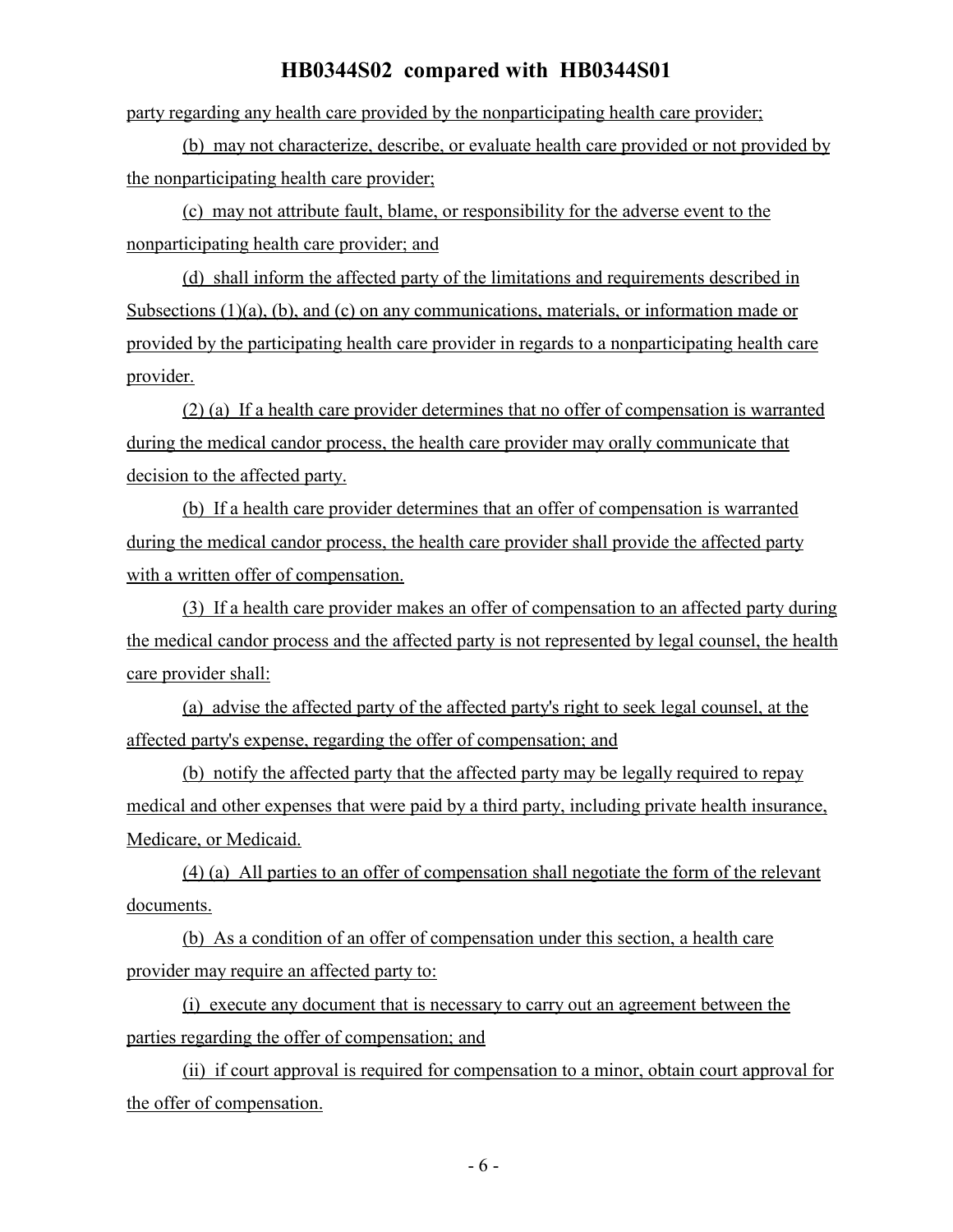party regarding any health care provided by the nonparticipating health care provider;

(b) may not characterize, describe, or evaluate health care provided or not provided by the nonparticipating health care provider;

(c) may not attribute fault, blame, or responsibility for the adverse event to the nonparticipating health care provider; and

(d) shall inform the affected party of the limitations and requirements described in Subsections (1)(a), (b), and (c) on any communications, materials, or information made or provided by the participating health care provider in regards to a nonparticipating health care provider.

(2) (a) If a health care provider determines that no offer of compensation is warranted during the medical candor process, the health care provider may orally communicate that decision to the affected party.

(b) If a health care provider determines that an offer of compensation is warranted during the medical candor process, the health care provider shall provide the affected party with a written offer of compensation.

(3) If a health care provider makes an offer of compensation to an affected party during the medical candor process and the affected party is not represented by legal counsel, the health care provider shall:

(a) advise the affected party of the affected party's right to seek legal counsel, at the affected party's expense, regarding the offer of compensation; and

(b) notify the affected party that the affected party may be legally required to repay medical and other expenses that were paid by a third party, including private health insurance, Medicare, or Medicaid.

(4) (a) All parties to an offer of compensation shall negotiate the form of the relevant documents.

(b) As a condition of an offer of compensation under this section, a health care provider may require an affected party to:

(i) execute any document that is necessary to carry out an agreement between the parties regarding the offer of compensation; and

(ii) if court approval is required for compensation to a minor, obtain court approval for the offer of compensation.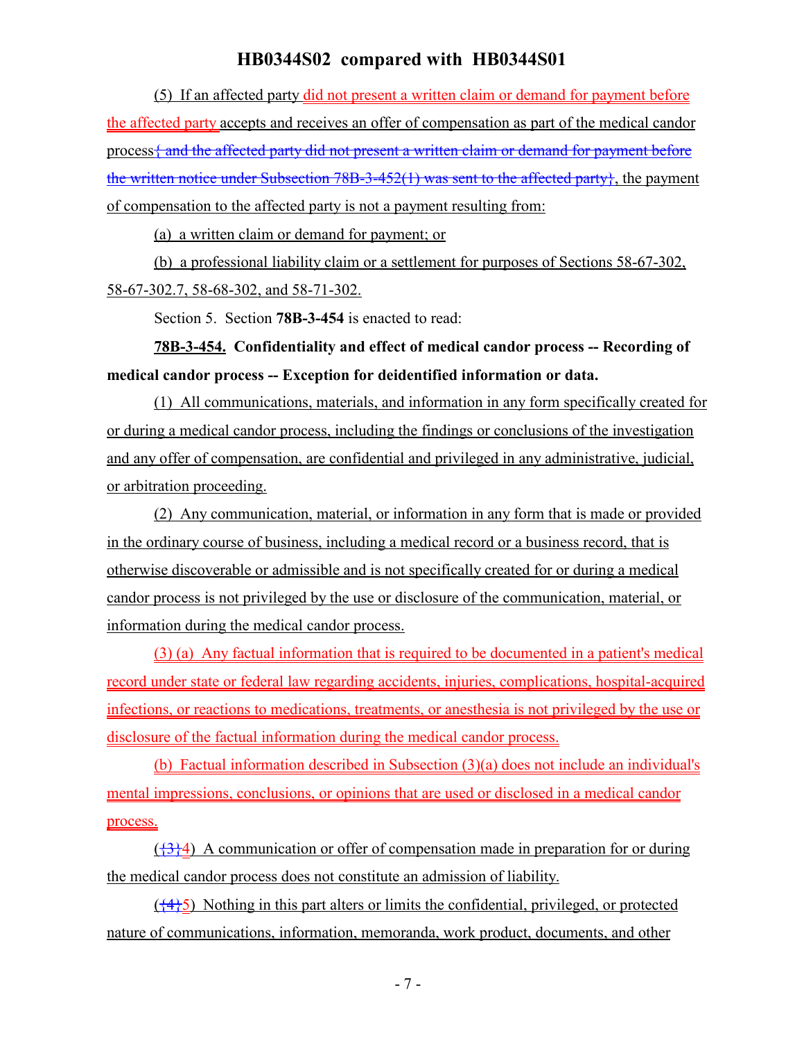(5) If an affected party did not present a written claim or demand for payment before the affected party accepts and receives an offer of compensation as part of the medical candor process{ and the affected party did not present a written claim or demand for payment before the written notice under Subsection 78B-3-452(1) was sent to the affected party}, the payment of compensation to the affected party is not a payment resulting from:

(a) a written claim or demand for payment; or

(b) a professional liability claim or a settlement for purposes of Sections 58-67-302, 58-67-302.7, 58-68-302, and 58-71-302.

Section 5. Section **78B-3-454** is enacted to read:

**78B-3-454. Confidentiality and effect of medical candor process -- Recording of medical candor process -- Exception for deidentified information or data.**

(1) All communications, materials, and information in any form specifically created for or during a medical candor process, including the findings or conclusions of the investigation and any offer of compensation, are confidential and privileged in any administrative, judicial, or arbitration proceeding.

(2) Any communication, material, or information in any form that is made or provided in the ordinary course of business, including a medical record or a business record, that is otherwise discoverable or admissible and is not specifically created for or during a medical candor process is not privileged by the use or disclosure of the communication, material, or information during the medical candor process.

(3) (a) Any factual information that is required to be documented in a patient's medical record under state or federal law regarding accidents, injuries, complications, hospital-acquired infections, or reactions to medications, treatments, or anesthesia is not privileged by the use or disclosure of the factual information during the medical candor process.

(b) Factual information described in Subsection (3)(a) does not include an individual's mental impressions, conclusions, or opinions that are used or disclosed in a medical candor process.

({3}4) A communication or offer of compensation made in preparation for or during the medical candor process does not constitute an admission of liability.

({4}5) Nothing in this part alters or limits the confidential, privileged, or protected nature of communications, information, memoranda, work product, documents, and other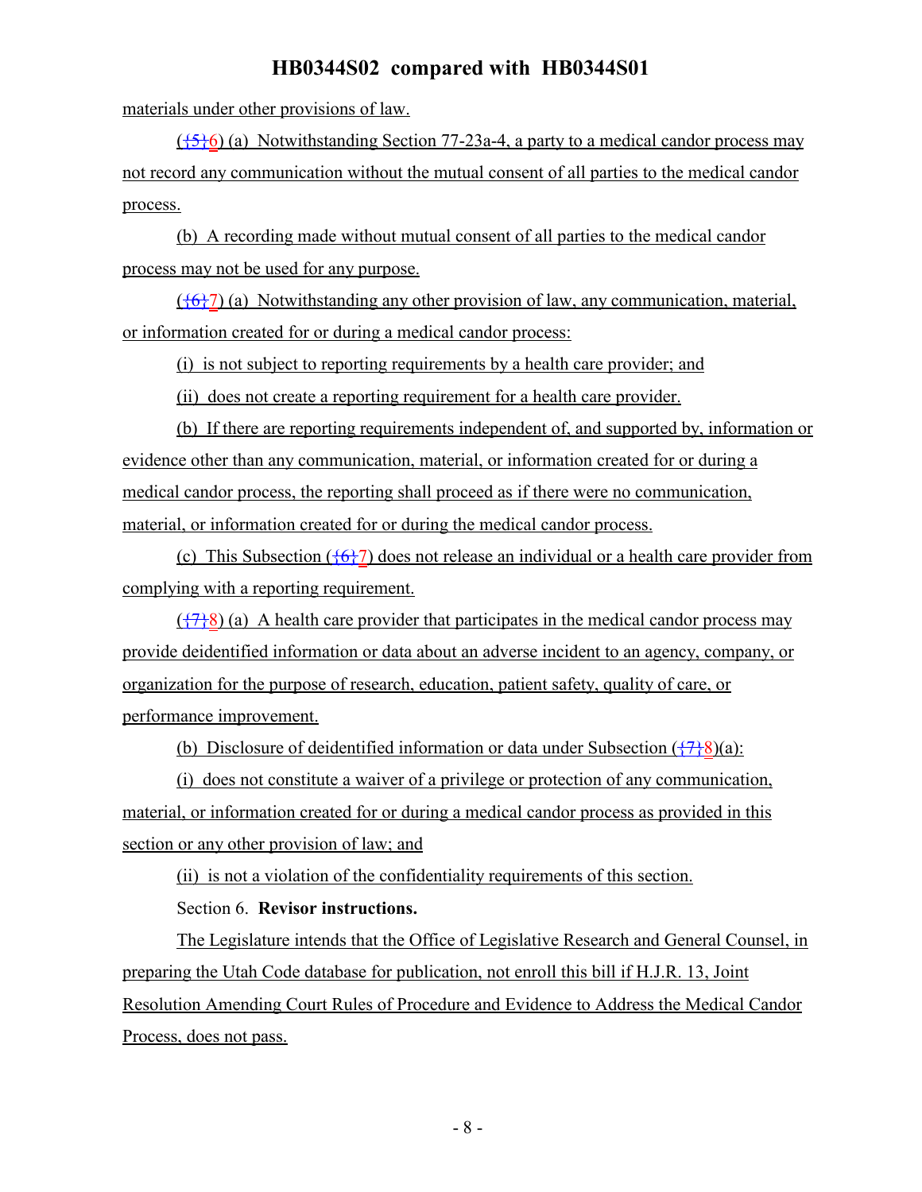materials under other provisions of law.

({5}6) (a) Notwithstanding Section 77-23a-4, a party to a medical candor process may not record any communication without the mutual consent of all parties to the medical candor process.

(b) A recording made without mutual consent of all parties to the medical candor process may not be used for any purpose.

({6}7) (a) Notwithstanding any other provision of law, any communication, material, or information created for or during a medical candor process:

(i) is not subject to reporting requirements by a health care provider; and

(ii) does not create a reporting requirement for a health care provider.

(b) If there are reporting requirements independent of, and supported by, information or evidence other than any communication, material, or information created for or during a medical candor process, the reporting shall proceed as if there were no communication, material, or information created for or during the medical candor process.

(c) This Subsection ({6}7) does not release an individual or a health care provider from complying with a reporting requirement.

({7}8) (a) A health care provider that participates in the medical candor process may provide deidentified information or data about an adverse incident to an agency, company, or organization for the purpose of research, education, patient safety, quality of care, or performance improvement.

(b) Disclosure of deidentified information or data under Subsection ({7}8)(a):

(i) does not constitute a waiver of a privilege or protection of any communication, material, or information created for or during a medical candor process as provided in this section or any other provision of law; and

(ii) is not a violation of the confidentiality requirements of this section.

Section 6. **Revisor instructions.**

The Legislature intends that the Office of Legislative Research and General Counsel, in preparing the Utah Code database for publication, not enroll this bill if H.J.R. 13, Joint Resolution Amending Court Rules of Procedure and Evidence to Address the Medical Candor Process, does not pass.